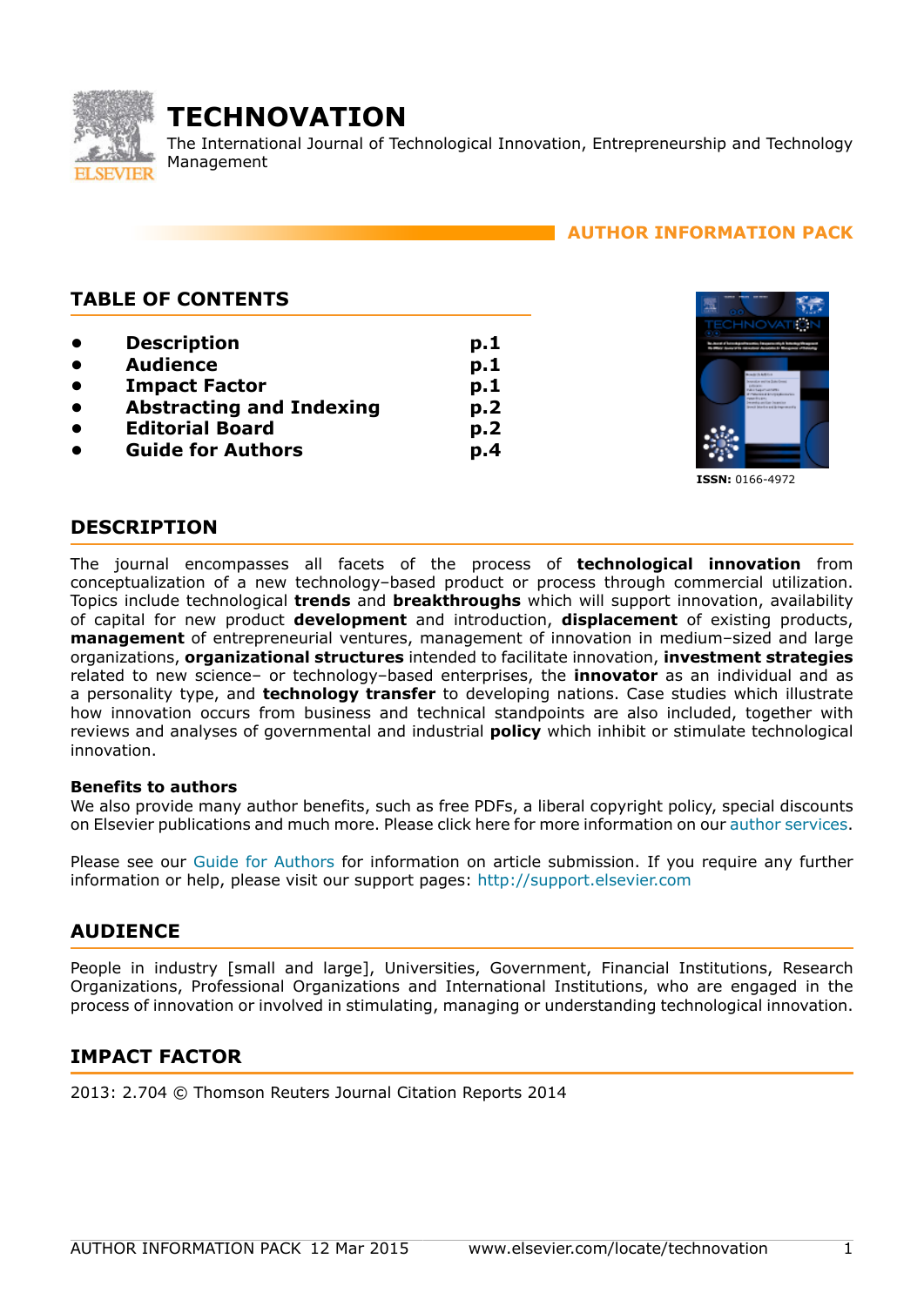# TECHNOVATION

The International Journal of Technological Innovation, Entrepreneurship and Technology Management

**AUTHOR INFORMATION PACK**

## TABLE OF CONTENTS

- **Description** **p.1**
- **Audience** **p.1**
- **Impact Factor** **p.1**
- **Abstracting and Indexing** **p.2**
- **Editorial Board** **p.2**
- **Guide for Authors** **p.4**

**ISSN:** 0166-4972

## DESCRIPTION

The journal encompasses all facets of the process of **technological innovation** from conceptualization of a new technology–based product or process through commercial utilization. Topics include technological **trends** and **breakthroughs** which will support innovation, availability of capital for new product **development** and introduction, **displacement** of existing products, **management** of entrepreneurial ventures, management of innovation in medium–sized and large organizations, **organizational structures** intended to facilitate innovation, **investment strategies** related to new science– or technology–based enterprises, the **innovator** as an individual and as a personality type, and **technology transfer** to developing nations. Case studies which illustrate how innovation occurs from business and technical standpoints are also included, together with reviews and analyses of governmental and industrial **policy** which inhibit or stimulate technological innovation.

**Benefits to authors**
We also provide many author benefits, such as free PDFs, a liberal copyright policy, special discounts on Elsevier publications and much more. Please click here for more information on our author services.

Please see our Guide for Authors for information on article submission. If you require any further information or help, please visit our support pages: http://support.elsevier.com

## AUDIENCE

People in industry [small and large], Universities, Government, Financial Institutions, Research Organizations, Professional Organizations and International Institutions, who are engaged in the process of innovation or involved in stimulating, managing or understanding technological innovation.

## IMPACT FACTOR

2013: 2.704 © Thomson Reuters Journal Citation Reports 2014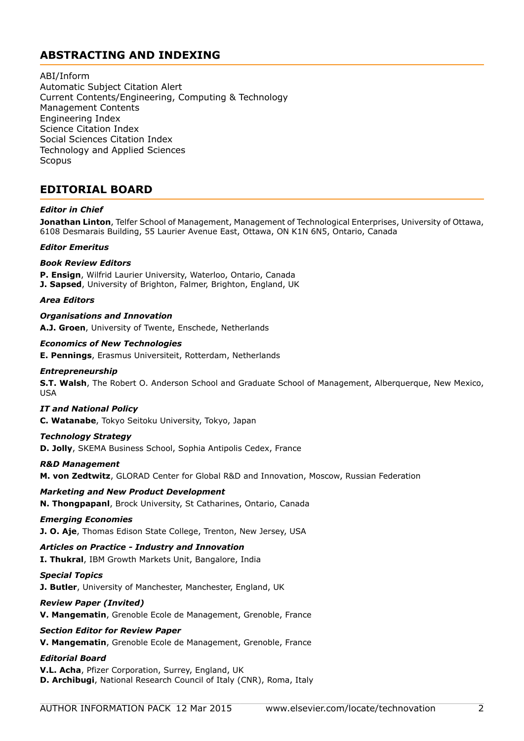## ABSTRACTING AND INDEXING

ABI/Inform
Automatic Subject Citation Alert
Current Contents/Engineering, Computing & Technology
Management Contents
Engineering Index
Science Citation Index
Social Sciences Citation Index
Technology and Applied Sciences
Scopus

## EDITORIAL BOARD

***Editor in Chief***

**Jonathan Linton**, Telfer School of Management, Management of Technological Enterprises, University of Ottawa, 6108 Desmarais Building, 55 Laurier Avenue East, Ottawa, ON K1N 6N5, Ontario, Canada

***Editor Emeritus***

***Book Review Editors***

**P. Ensign**, Wilfrid Laurier University, Waterloo, Ontario, Canada
**J. Sapsed**, University of Brighton, Falmer, Brighton, England, UK

***Area Editors***

***Organisations and Innovation***

**A.J. Groen**, University of Twente, Enschede, Netherlands

***Economics of New Technologies***

**E. Pennings**, Erasmus Universiteit, Rotterdam, Netherlands

***Entrepreneurship***

**S.T. Walsh**, The Robert O. Anderson School and Graduate School of Management, Alberquerque, New Mexico, USA

***IT and National Policy***

**C. Watanabe**, Tokyo Seitoku University, Tokyo, Japan

***Technology Strategy***

**D. Jolly**, SKEMA Business School, Sophia Antipolis Cedex, France

***R&D Management***

**M. von Zedtwitz**, GLORAD Center for Global R&D and Innovation, Moscow, Russian Federation

***Marketing and New Product Development***

**N. Thongpapanl**, Brock University, St Catharines, Ontario, Canada

***Emerging Economies***

**J. O. Aje**, Thomas Edison State College, Trenton, New Jersey, USA

***Articles on Practice - Industry and Innovation***

**I. Thukral**, IBM Growth Markets Unit, Bangalore, India

***Special Topics***

**J. Butler**, University of Manchester, Manchester, England, UK

***Review Paper (Invited)***

**V. Mangematin**, Grenoble Ecole de Management, Grenoble, France

***Section Editor for Review Paper***

**V. Mangematin**, Grenoble Ecole de Management, Grenoble, France

***Editorial Board***

**V.L. Acha**, Pfizer Corporation, Surrey, England, UK
**D. Archibugi**, National Research Council of Italy (CNR), Roma, Italy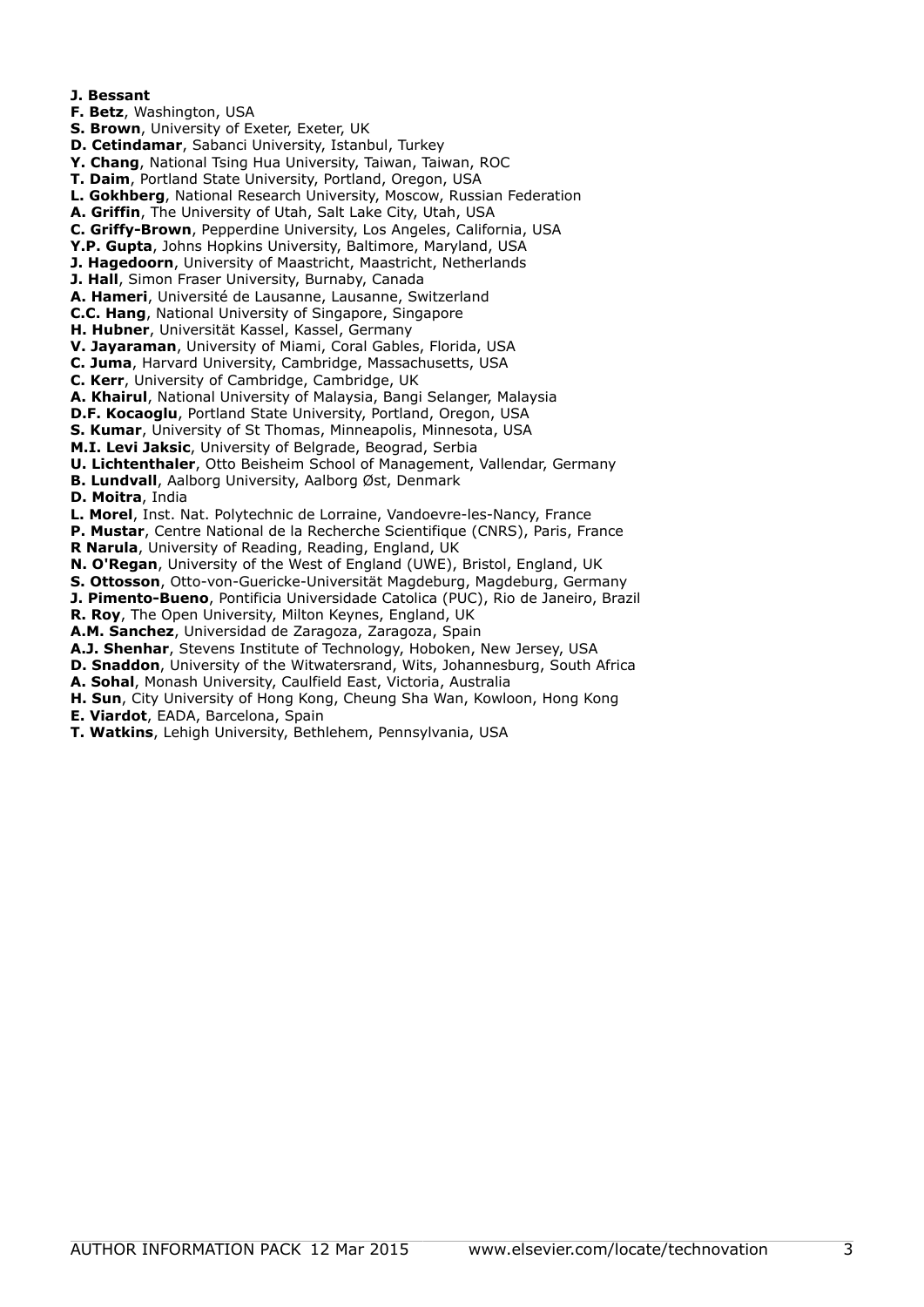**J. Bessant**
**F. Betz**, Washington, USA
**S. Brown**, University of Exeter, Exeter, UK
**D. Cetindamar**, Sabanci University, Istanbul, Turkey
**Y. Chang**, National Tsing Hua University, Taiwan, Taiwan, ROC
**T. Daim**, Portland State University, Portland, Oregon, USA
**L. Gokhberg**, National Research University, Moscow, Russian Federation
**A. Griffin**, The University of Utah, Salt Lake City, Utah, USA
**C. Griffy-Brown**, Pepperdine University, Los Angeles, California, USA
**Y.P. Gupta**, Johns Hopkins University, Baltimore, Maryland, USA
**J. Hagedoorn**, University of Maastricht, Maastricht, Netherlands
**J. Hall**, Simon Fraser University, Burnaby, Canada
**A. Hameri**, Université de Lausanne, Lausanne, Switzerland
**C.C. Hang**, National University of Singapore, Singapore
**H. Hubner**, Universität Kassel, Kassel, Germany
**V. Jayaraman**, University of Miami, Coral Gables, Florida, USA
**C. Juma**, Harvard University, Cambridge, Massachusetts, USA
**C. Kerr**, University of Cambridge, Cambridge, UK
**A. Khairul**, National University of Malaysia, Bangi Selanger, Malaysia
**D.F. Kocaoglu**, Portland State University, Portland, Oregon, USA
**S. Kumar**, University of St Thomas, Minneapolis, Minnesota, USA
**M.I. Levi Jaksic**, University of Belgrade, Beograd, Serbia
**U. Lichtenthaler**, Otto Beisheim School of Management, Vallendar, Germany
**B. Lundvall**, Aalborg University, Aalborg Øst, Denmark
**D. Moitra**, India
**L. Morel**, Inst. Nat. Polytechnic de Lorraine, Vandoevre-les-Nancy, France
**P. Mustar**, Centre National de la Recherche Scientifique (CNRS), Paris, France
**R Narula**, University of Reading, Reading, England, UK
**N. O'Regan**, University of the West of England (UWE), Bristol, England, UK
**S. Ottosson**, Otto-von-Guericke-Universität Magdeburg, Magdeburg, Germany
**J. Pimento-Bueno**, Pontificia Universidade Catolica (PUC), Rio de Janeiro, Brazil
**R. Roy**, The Open University, Milton Keynes, England, UK
**A.M. Sanchez**, Universidad de Zaragoza, Zaragoza, Spain
**A.J. Shenhar**, Stevens Institute of Technology, Hoboken, New Jersey, USA
**D. Snaddon**, University of the Witwatersrand, Wits, Johannesburg, South Africa
**A. Sohal**, Monash University, Caulfield East, Victoria, Australia
**H. Sun**, City University of Hong Kong, Cheung Sha Wan, Kowloon, Hong Kong
**E. Viardot**, EADA, Barcelona, Spain
**T. Watkins**, Lehigh University, Bethlehem, Pennsylvania, USA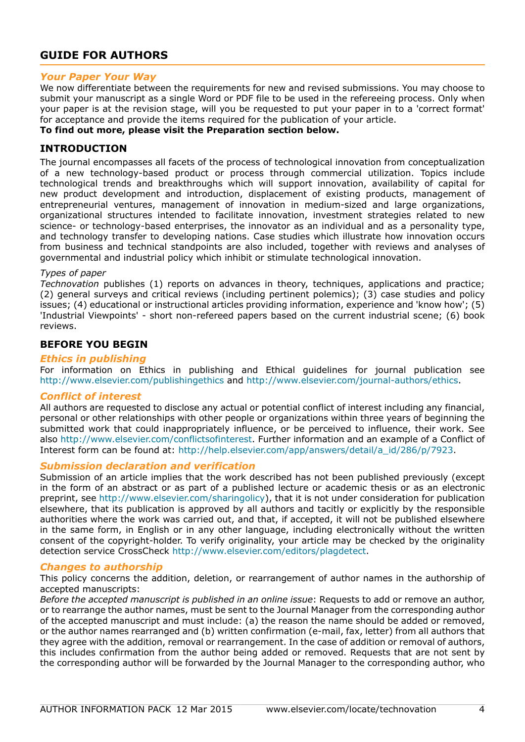# GUIDE FOR AUTHORS

### *Your Paper Your Way*

We now differentiate between the requirements for new and revised submissions. You may choose to submit your manuscript as a single Word or PDF file to be used in the refereeing process. Only when your paper is at the revision stage, will you be requested to put your paper in to a 'correct format' for acceptance and provide the items required for the publication of your article.
**To find out more, please visit the Preparation section below.**

## INTRODUCTION

The journal encompasses all facets of the process of technological innovation from conceptualization of a new technology-based product or process through commercial utilization. Topics include technological trends and breakthroughs which will support innovation, availability of capital for new product development and introduction, displacement of existing products, management of entrepreneurial ventures, management of innovation in medium-sized and large organizations, organizational structures intended to facilitate innovation, investment strategies related to new science- or technology-based enterprises, the innovator as an individual and as a personality type, and technology transfer to developing nations. Case studies which illustrate how innovation occurs from business and technical standpoints are also included, together with reviews and analyses of governmental and industrial policy which inhibit or stimulate technological innovation.

*Types of paper*
*Technovation* publishes (1) reports on advances in theory, techniques, applications and practice; (2) general surveys and critical reviews (including pertinent polemics); (3) case studies and policy issues; (4) educational or instructional articles providing information, experience and 'know how'; (5) 'Industrial Viewpoints' - short non-refereed papers based on the current industrial scene; (6) book reviews.

## BEFORE YOU BEGIN

### *Ethics in publishing*

For information on Ethics in publishing and Ethical guidelines for journal publication see http://www.elsevier.com/publishingethics and http://www.elsevier.com/journal-authors/ethics.

### *Conflict of interest*

All authors are requested to disclose any actual or potential conflict of interest including any financial, personal or other relationships with other people or organizations within three years of beginning the submitted work that could inappropriately influence, or be perceived to influence, their work. See also http://www.elsevier.com/conflictsofinterest. Further information and an example of a Conflict of Interest form can be found at: http://help.elsevier.com/app/answers/detail/a_id/286/p/7923.

### *Submission declaration and verification*

Submission of an article implies that the work described has not been published previously (except in the form of an abstract or as part of a published lecture or academic thesis or as an electronic preprint, see http://www.elsevier.com/sharingolicy), that it is not under consideration for publication elsewhere, that its publication is approved by all authors and tacitly or explicitly by the responsible authorities where the work was carried out, and that, if accepted, it will not be published elsewhere in the same form, in English or in any other language, including electronically without the written consent of the copyright-holder. To verify originality, your article may be checked by the originality detection service CrossCheck http://www.elsevier.com/editors/plagdetect.

### *Changes to authorship*

This policy concerns the addition, deletion, or rearrangement of author names in the authorship of accepted manuscripts:
*Before the accepted manuscript is published in an online issue*: Requests to add or remove an author, or to rearrange the author names, must be sent to the Journal Manager from the corresponding author of the accepted manuscript and must include: (a) the reason the name should be added or removed, or the author names rearranged and (b) written confirmation (e-mail, fax, letter) from all authors that they agree with the addition, removal or rearrangement. In the case of addition or removal of authors, this includes confirmation from the author being added or removed. Requests that are not sent by the corresponding author will be forwarded by the Journal Manager to the corresponding author, who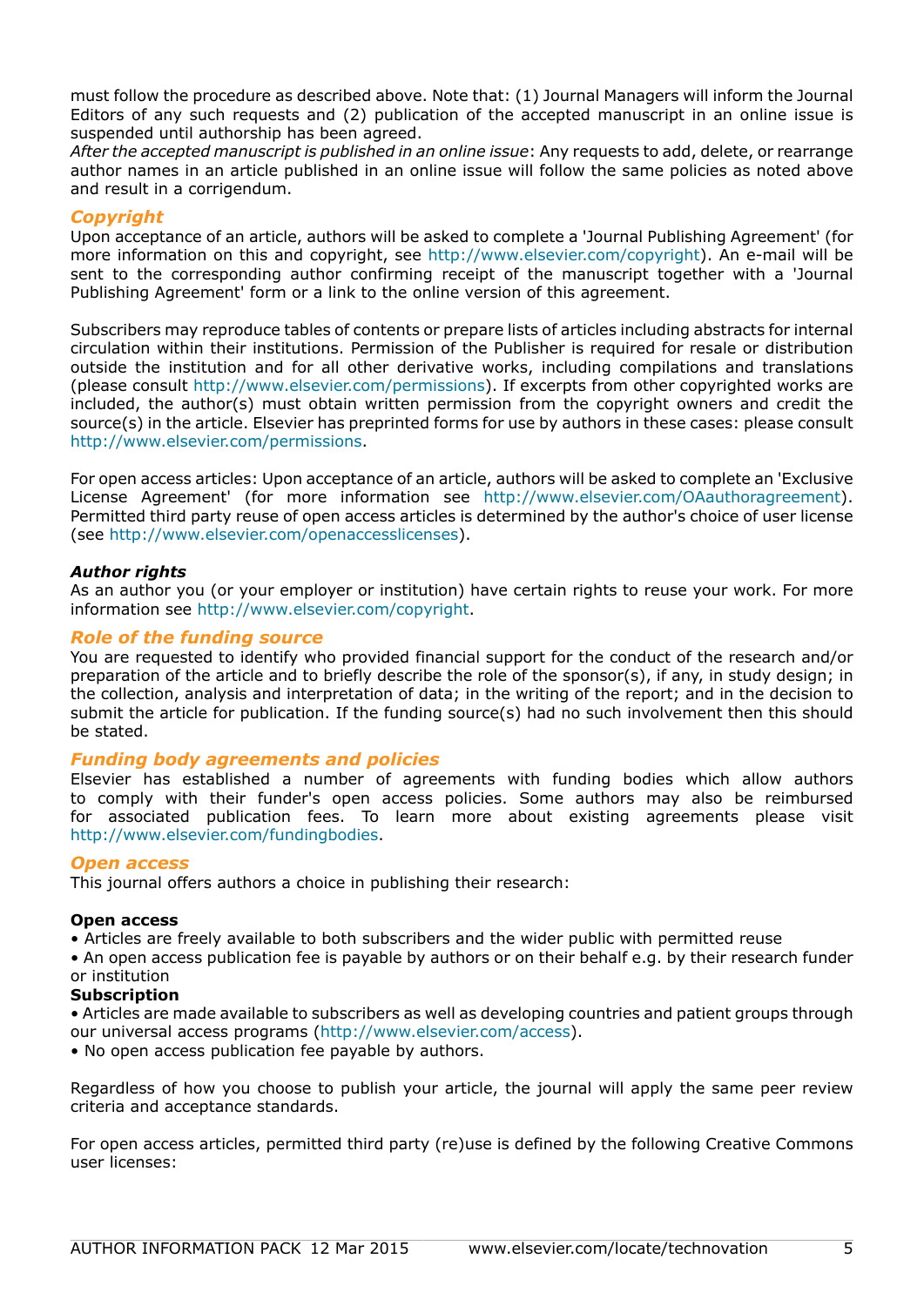must follow the procedure as described above. Note that: (1) Journal Managers will inform the Journal Editors of any such requests and (2) publication of the accepted manuscript in an online issue is suspended until authorship has been agreed.
*After the accepted manuscript is published in an online issue*: Any requests to add, delete, or rearrange author names in an article published in an online issue will follow the same policies as noted above and result in a corrigendum.

## *Copyright*

Upon acceptance of an article, authors will be asked to complete a 'Journal Publishing Agreement' (for more information on this and copyright, see http://www.elsevier.com/copyright). An e-mail will be sent to the corresponding author confirming receipt of the manuscript together with a 'Journal Publishing Agreement' form or a link to the online version of this agreement.

Subscribers may reproduce tables of contents or prepare lists of articles including abstracts for internal circulation within their institutions. Permission of the Publisher is required for resale or distribution outside the institution and for all other derivative works, including compilations and translations (please consult http://www.elsevier.com/permissions). If excerpts from other copyrighted works are included, the author(s) must obtain written permission from the copyright owners and credit the source(s) in the article. Elsevier has preprinted forms for use by authors in these cases: please consult http://www.elsevier.com/permissions.

For open access articles: Upon acceptance of an article, authors will be asked to complete an 'Exclusive License Agreement' (for more information see http://www.elsevier.com/OAauthoragreement). Permitted third party reuse of open access articles is determined by the author's choice of user license (see http://www.elsevier.com/openaccesslicenses).

### ***Author rights***

As an author you (or your employer or institution) have certain rights to reuse your work. For more information see http://www.elsevier.com/copyright.

## *Role of the funding source*

You are requested to identify who provided financial support for the conduct of the research and/or preparation of the article and to briefly describe the role of the sponsor(s), if any, in study design; in the collection, analysis and interpretation of data; in the writing of the report; and in the decision to submit the article for publication. If the funding source(s) had no such involvement then this should be stated.

## *Funding body agreements and policies*

Elsevier has established a number of agreements with funding bodies which allow authors to comply with their funder's open access policies. Some authors may also be reimbursed for associated publication fees. To learn more about existing agreements please visit http://www.elsevier.com/fundingbodies.

## *Open access*

This journal offers authors a choice in publishing their research:

**Open access**
- Articles are freely available to both subscribers and the wider public with permitted reuse
- An open access publication fee is payable by authors or on their behalf e.g. by their research funder or institution

**Subscription**
- Articles are made available to subscribers as well as developing countries and patient groups through our universal access programs (http://www.elsevier.com/access).
- No open access publication fee payable by authors.

Regardless of how you choose to publish your article, the journal will apply the same peer review criteria and acceptance standards.

For open access articles, permitted third party (re)use is defined by the following Creative Commons user licenses: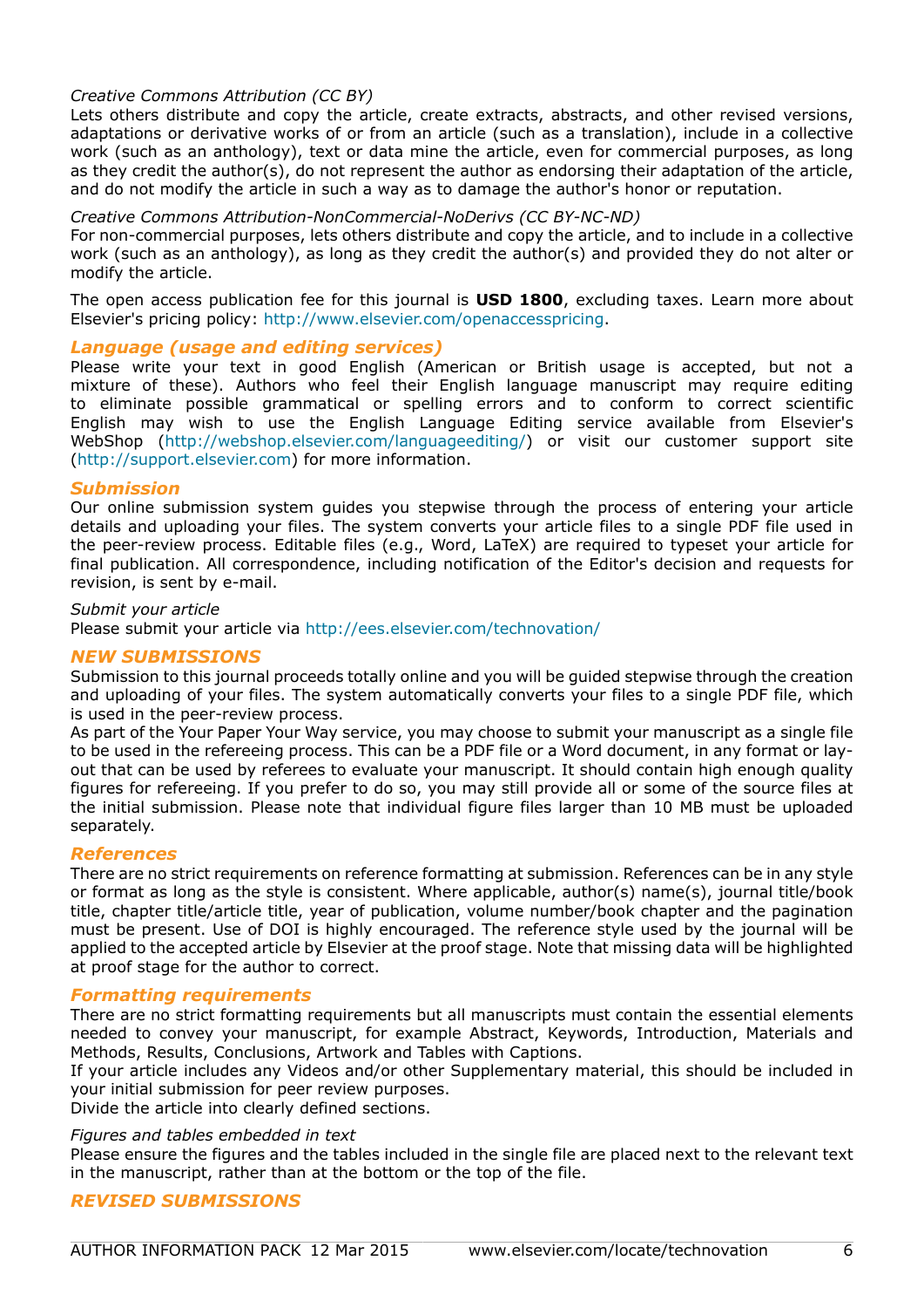*Creative Commons Attribution (CC BY)*

Lets others distribute and copy the article, create extracts, abstracts, and other revised versions, adaptations or derivative works of or from an article (such as a translation), include in a collective work (such as an anthology), text or data mine the article, even for commercial purposes, as long as they credit the author(s), do not represent the author as endorsing their adaptation of the article, and do not modify the article in such a way as to damage the author's honor or reputation.

*Creative Commons Attribution-NonCommercial-NoDerivs (CC BY-NC-ND)*

For non-commercial purposes, lets others distribute and copy the article, and to include in a collective work (such as an anthology), as long as they credit the author(s) and provided they do not alter or modify the article.

The open access publication fee for this journal is **USD 1800**, excluding taxes. Learn more about Elsevier's pricing policy: http://www.elsevier.com/openaccesspricing.

## *Language (usage and editing services)*

Please write your text in good English (American or British usage is accepted, but not a mixture of these). Authors who feel their English language manuscript may require editing to eliminate possible grammatical or spelling errors and to conform to correct scientific English may wish to use the English Language Editing service available from Elsevier's WebShop (http://webshop.elsevier.com/languageediting/) or visit our customer support site (http://support.elsevier.com) for more information.

## *Submission*

Our online submission system guides you stepwise through the process of entering your article details and uploading your files. The system converts your article files to a single PDF file used in the peer-review process. Editable files (e.g., Word, LaTeX) are required to typeset your article for final publication. All correspondence, including notification of the Editor's decision and requests for revision, is sent by e-mail.

*Submit your article*

Please submit your article via http://ees.elsevier.com/technovation/

## *NEW SUBMISSIONS*

Submission to this journal proceeds totally online and you will be guided stepwise through the creation and uploading of your files. The system automatically converts your files to a single PDF file, which is used in the peer-review process.

As part of the Your Paper Your Way service, you may choose to submit your manuscript as a single file to be used in the refereeing process. This can be a PDF file or a Word document, in any format or lay-out that can be used by referees to evaluate your manuscript. It should contain high enough quality figures for refereeing. If you prefer to do so, you may still provide all or some of the source files at the initial submission. Please note that individual figure files larger than 10 MB must be uploaded separately.

## *References*

There are no strict requirements on reference formatting at submission. References can be in any style or format as long as the style is consistent. Where applicable, author(s) name(s), journal title/book title, chapter title/article title, year of publication, volume number/book chapter and the pagination must be present. Use of DOI is highly encouraged. The reference style used by the journal will be applied to the accepted article by Elsevier at the proof stage. Note that missing data will be highlighted at proof stage for the author to correct.

## *Formatting requirements*

There are no strict formatting requirements but all manuscripts must contain the essential elements needed to convey your manuscript, for example Abstract, Keywords, Introduction, Materials and Methods, Results, Conclusions, Artwork and Tables with Captions.

If your article includes any Videos and/or other Supplementary material, this should be included in your initial submission for peer review purposes.

Divide the article into clearly defined sections.

*Figures and tables embedded in text*

Please ensure the figures and the tables included in the single file are placed next to the relevant text in the manuscript, rather than at the bottom or the top of the file.

## *REVISED SUBMISSIONS*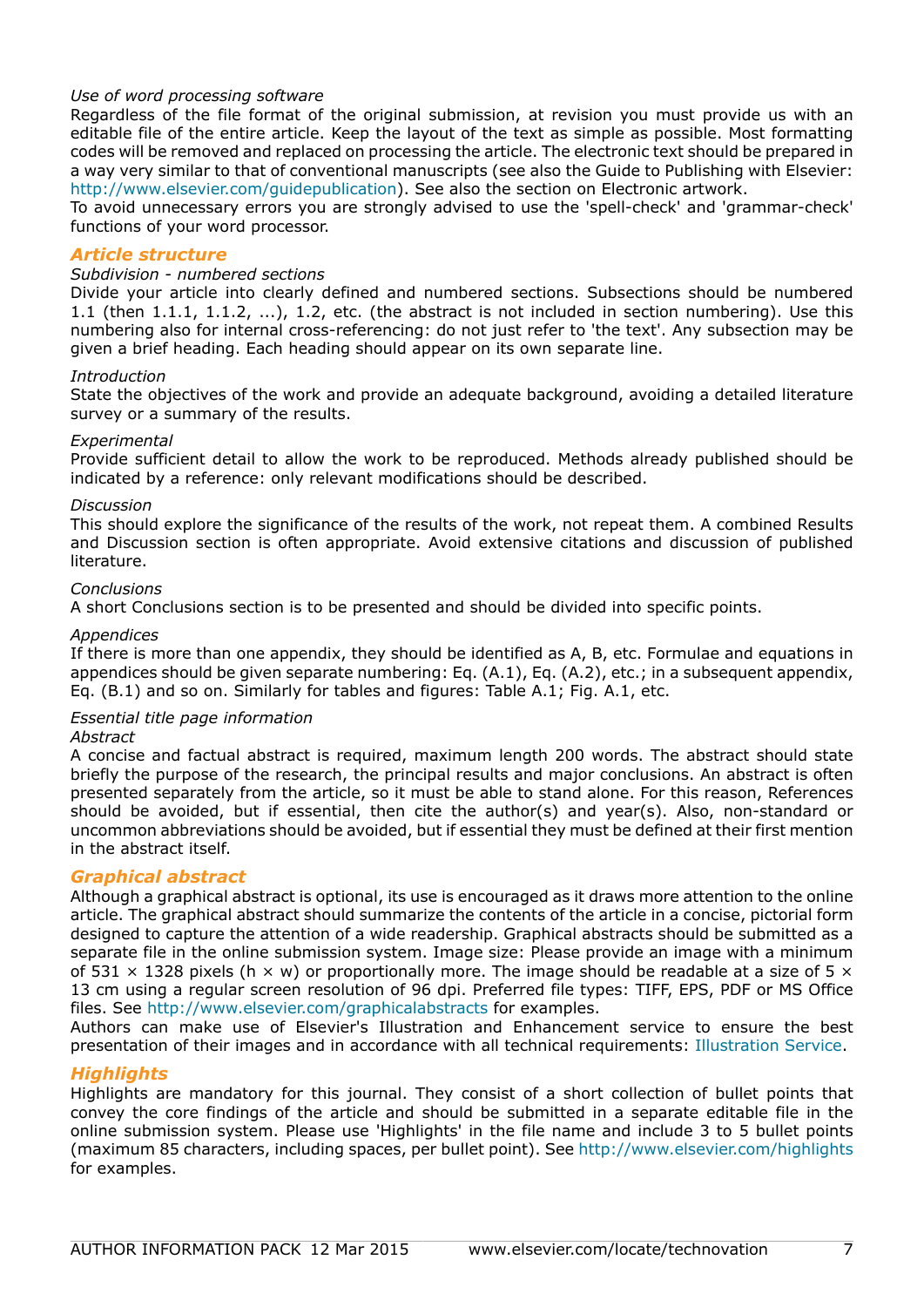*Use of word processing software*

Regardless of the file format of the original submission, at revision you must provide us with an editable file of the entire article. Keep the layout of the text as simple as possible. Most formatting codes will be removed and replaced on processing the article. The electronic text should be prepared in a way very similar to that of conventional manuscripts (see also the Guide to Publishing with Elsevier: http://www.elsevier.com/guidepublication). See also the section on Electronic artwork.

To avoid unnecessary errors you are strongly advised to use the 'spell-check' and 'grammar-check' functions of your word processor.

## Article structure

*Subdivision - numbered sections*

Divide your article into clearly defined and numbered sections. Subsections should be numbered 1.1 (then 1.1.1, 1.1.2, ...), 1.2, etc. (the abstract is not included in section numbering). Use this numbering also for internal cross-referencing: do not just refer to 'the text'. Any subsection may be given a brief heading. Each heading should appear on its own separate line.

*Introduction*

State the objectives of the work and provide an adequate background, avoiding a detailed literature survey or a summary of the results.

*Experimental*

Provide sufficient detail to allow the work to be reproduced. Methods already published should be indicated by a reference: only relevant modifications should be described.

*Discussion*

This should explore the significance of the results of the work, not repeat them. A combined Results and Discussion section is often appropriate. Avoid extensive citations and discussion of published literature.

*Conclusions*

A short Conclusions section is to be presented and should be divided into specific points.

*Appendices*

If there is more than one appendix, they should be identified as A, B, etc. Formulae and equations in appendices should be given separate numbering: Eq. (A.1), Eq. (A.2), etc.; in a subsequent appendix, Eq. (B.1) and so on. Similarly for tables and figures: Table A.1; Fig. A.1, etc.

*Essential title page information*

*Abstract*

A concise and factual abstract is required, maximum length 200 words. The abstract should state briefly the purpose of the research, the principal results and major conclusions. An abstract is often presented separately from the article, so it must be able to stand alone. For this reason, References should be avoided, but if essential, then cite the author(s) and year(s). Also, non-standard or uncommon abbreviations should be avoided, but if essential they must be defined at their first mention in the abstract itself.

## Graphical abstract

Although a graphical abstract is optional, its use is encouraged as it draws more attention to the online article. The graphical abstract should summarize the contents of the article in a concise, pictorial form designed to capture the attention of a wide readership. Graphical abstracts should be submitted as a separate file in the online submission system. Image size: Please provide an image with a minimum of 531 × 1328 pixels (h × w) or proportionally more. The image should be readable at a size of 5 × 13 cm using a regular screen resolution of 96 dpi. Preferred file types: TIFF, EPS, PDF or MS Office files. See http://www.elsevier.com/graphicalabstracts for examples.

Authors can make use of Elsevier's Illustration and Enhancement service to ensure the best presentation of their images and in accordance with all technical requirements: Illustration Service.

## Highlights

Highlights are mandatory for this journal. They consist of a short collection of bullet points that convey the core findings of the article and should be submitted in a separate editable file in the online submission system. Please use 'Highlights' in the file name and include 3 to 5 bullet points (maximum 85 characters, including spaces, per bullet point). See http://www.elsevier.com/highlights for examples.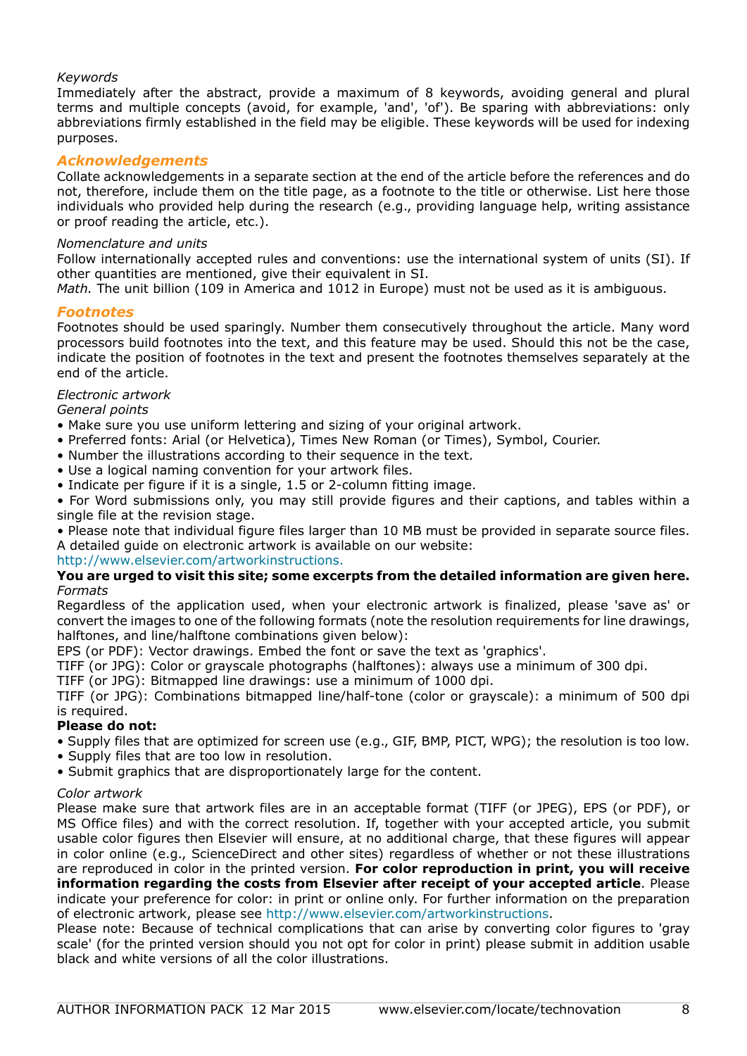*Keywords*

Immediately after the abstract, provide a maximum of 8 keywords, avoiding general and plural terms and multiple concepts (avoid, for example, 'and', 'of'). Be sparing with abbreviations: only abbreviations firmly established in the field may be eligible. These keywords will be used for indexing purposes.

## *Acknowledgements*

Collate acknowledgements in a separate section at the end of the article before the references and do not, therefore, include them on the title page, as a footnote to the title or otherwise. List here those individuals who provided help during the research (e.g., providing language help, writing assistance or proof reading the article, etc.).

*Nomenclature and units*

Follow internationally accepted rules and conventions: use the international system of units (SI). If other quantities are mentioned, give their equivalent in SI.

*Math.* The unit billion (109 in America and 1012 in Europe) must not be used as it is ambiguous.

## *Footnotes*

Footnotes should be used sparingly. Number them consecutively throughout the article. Many word processors build footnotes into the text, and this feature may be used. Should this not be the case, indicate the position of footnotes in the text and present the footnotes themselves separately at the end of the article.

*Electronic artwork*

*General points*

- Make sure you use uniform lettering and sizing of your original artwork.
- Preferred fonts: Arial (or Helvetica), Times New Roman (or Times), Symbol, Courier.
- Number the illustrations according to their sequence in the text.
- Use a logical naming convention for your artwork files.
- Indicate per figure if it is a single, 1.5 or 2-column fitting image.
- For Word submissions only, you may still provide figures and their captions, and tables within a single file at the revision stage.
- Please note that individual figure files larger than 10 MB must be provided in separate source files.

A detailed guide on electronic artwork is available on our website:

http://www.elsevier.com/artworkinstructions.

**You are urged to visit this site; some excerpts from the detailed information are given here.**

*Formats*

Regardless of the application used, when your electronic artwork is finalized, please 'save as' or convert the images to one of the following formats (note the resolution requirements for line drawings, halftones, and line/halftone combinations given below):

EPS (or PDF): Vector drawings. Embed the font or save the text as 'graphics'.

TIFF (or JPG): Color or grayscale photographs (halftones): always use a minimum of 300 dpi.

TIFF (or JPG): Bitmapped line drawings: use a minimum of 1000 dpi.

TIFF (or JPG): Combinations bitmapped line/half-tone (color or grayscale): a minimum of 500 dpi is required.

**Please do not:**

- Supply files that are optimized for screen use (e.g., GIF, BMP, PICT, WPG); the resolution is too low.
- Supply files that are too low in resolution.
- Submit graphics that are disproportionately large for the content.

*Color artwork*

Please make sure that artwork files are in an acceptable format (TIFF (or JPEG), EPS (or PDF), or MS Office files) and with the correct resolution. If, together with your accepted article, you submit usable color figures then Elsevier will ensure, at no additional charge, that these figures will appear in color online (e.g., ScienceDirect and other sites) regardless of whether or not these illustrations are reproduced in color in the printed version. **For color reproduction in print, you will receive information regarding the costs from Elsevier after receipt of your accepted article**. Please indicate your preference for color: in print or online only. For further information on the preparation of electronic artwork, please see http://www.elsevier.com/artworkinstructions.

Please note: Because of technical complications that can arise by converting color figures to 'gray scale' (for the printed version should you not opt for color in print) please submit in addition usable black and white versions of all the color illustrations.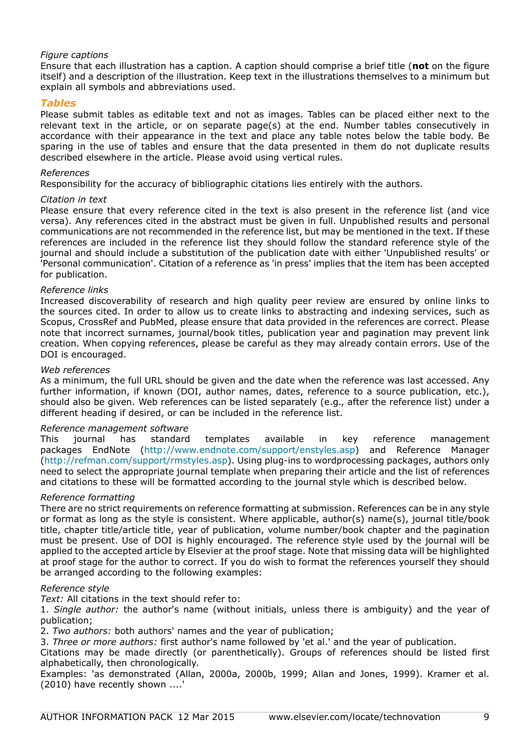*Figure captions*

Ensure that each illustration has a caption. A caption should comprise a brief title (**not** on the figure itself) and a description of the illustration. Keep text in the illustrations themselves to a minimum but explain all symbols and abbreviations used.

## *Tables*

Please submit tables as editable text and not as images. Tables can be placed either next to the relevant text in the article, or on separate page(s) at the end. Number tables consecutively in accordance with their appearance in the text and place any table notes below the table body. Be sparing in the use of tables and ensure that the data presented in them do not duplicate results described elsewhere in the article. Please avoid using vertical rules.

*References*

Responsibility for the accuracy of bibliographic citations lies entirely with the authors.

*Citation in text*

Please ensure that every reference cited in the text is also present in the reference list (and vice versa). Any references cited in the abstract must be given in full. Unpublished results and personal communications are not recommended in the reference list, but may be mentioned in the text. If these references are included in the reference list they should follow the standard reference style of the journal and should include a substitution of the publication date with either 'Unpublished results' or 'Personal communication'. Citation of a reference as 'in press' implies that the item has been accepted for publication.

*Reference links*

Increased discoverability of research and high quality peer review are ensured by online links to the sources cited. In order to allow us to create links to abstracting and indexing services, such as Scopus, CrossRef and PubMed, please ensure that data provided in the references are correct. Please note that incorrect surnames, journal/book titles, publication year and pagination may prevent link creation. When copying references, please be careful as they may already contain errors. Use of the DOI is encouraged.

*Web references*

As a minimum, the full URL should be given and the date when the reference was last accessed. Any further information, if known (DOI, author names, dates, reference to a source publication, etc.), should also be given. Web references can be listed separately (e.g., after the reference list) under a different heading if desired, or can be included in the reference list.

*Reference management software*

This journal has standard templates available in key reference management packages EndNote (http://www.endnote.com/support/enstyles.asp) and Reference Manager (http://refman.com/support/rmstyles.asp). Using plug-ins to wordprocessing packages, authors only need to select the appropriate journal template when preparing their article and the list of references and citations to these will be formatted according to the journal style which is described below.

*Reference formatting*

There are no strict requirements on reference formatting at submission. References can be in any style or format as long as the style is consistent. Where applicable, author(s) name(s), journal title/book title, chapter title/article title, year of publication, volume number/book chapter and the pagination must be present. Use of DOI is highly encouraged. The reference style used by the journal will be applied to the accepted article by Elsevier at the proof stage. Note that missing data will be highlighted at proof stage for the author to correct. If you do wish to format the references yourself they should be arranged according to the following examples:

*Reference style*

*Text:* All citations in the text should refer to:

1. *Single author:* the author's name (without initials, unless there is ambiguity) and the year of publication;
2. *Two authors:* both authors' names and the year of publication;
3. *Three or more authors:* first author's name followed by 'et al.' and the year of publication.

Citations may be made directly (or parenthetically). Groups of references should be listed first alphabetically, then chronologically.

Examples: 'as demonstrated (Allan, 2000a, 2000b, 1999; Allan and Jones, 1999). Kramer et al. (2010) have recently shown ....'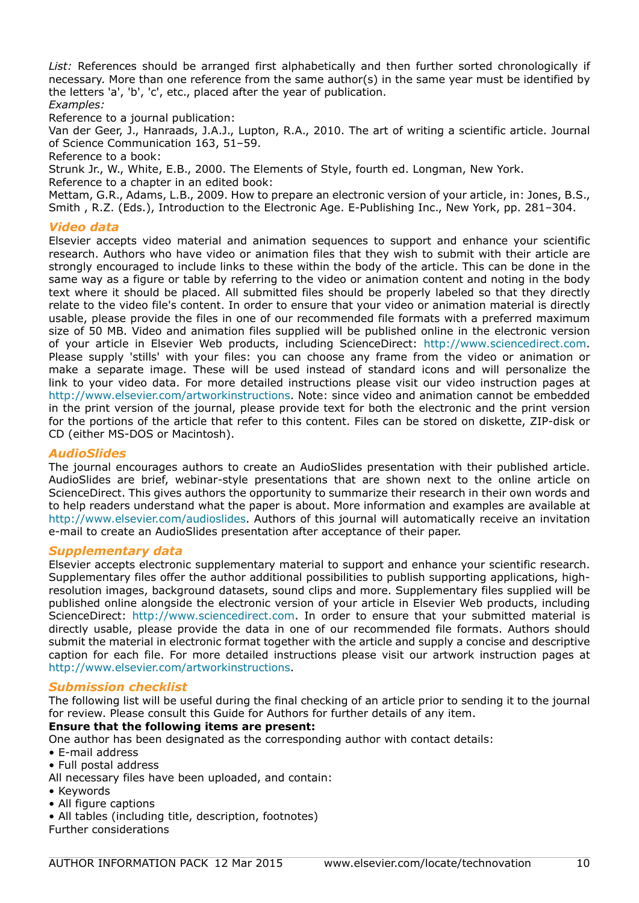*List:* References should be arranged first alphabetically and then further sorted chronologically if necessary. More than one reference from the same author(s) in the same year must be identified by the letters 'a', 'b', 'c', etc., placed after the year of publication.

*Examples:*

Reference to a journal publication:

Van der Geer, J., Hanraads, J.A.J., Lupton, R.A., 2010. The art of writing a scientific article. Journal of Science Communication 163, 51–59.

Reference to a book:

Strunk Jr., W., White, E.B., 2000. The Elements of Style, fourth ed. Longman, New York.

Reference to a chapter in an edited book:

Mettam, G.R., Adams, L.B., 2009. How to prepare an electronic version of your article, in: Jones, B.S., Smith , R.Z. (Eds.), Introduction to the Electronic Age. E-Publishing Inc., New York, pp. 281–304.

### *Video data*

Elsevier accepts video material and animation sequences to support and enhance your scientific research. Authors who have video or animation files that they wish to submit with their article are strongly encouraged to include links to these within the body of the article. This can be done in the same way as a figure or table by referring to the video or animation content and noting in the body text where it should be placed. All submitted files should be properly labeled so that they directly relate to the video file's content. In order to ensure that your video or animation material is directly usable, please provide the files in one of our recommended file formats with a preferred maximum size of 50 MB. Video and animation files supplied will be published online in the electronic version of your article in Elsevier Web products, including ScienceDirect: http://www.sciencedirect.com. Please supply 'stills' with your files: you can choose any frame from the video or animation or make a separate image. These will be used instead of standard icons and will personalize the link to your video data. For more detailed instructions please visit our video instruction pages at http://www.elsevier.com/artworkinstructions. Note: since video and animation cannot be embedded in the print version of the journal, please provide text for both the electronic and the print version for the portions of the article that refer to this content. Files can be stored on diskette, ZIP-disk or CD (either MS-DOS or Macintosh).

### *AudioSlides*

The journal encourages authors to create an AudioSlides presentation with their published article. AudioSlides are brief, webinar-style presentations that are shown next to the online article on ScienceDirect. This gives authors the opportunity to summarize their research in their own words and to help readers understand what the paper is about. More information and examples are available at http://www.elsevier.com/audioslides. Authors of this journal will automatically receive an invitation e-mail to create an AudioSlides presentation after acceptance of their paper.

### *Supplementary data*

Elsevier accepts electronic supplementary material to support and enhance your scientific research. Supplementary files offer the author additional possibilities to publish supporting applications, high-resolution images, background datasets, sound clips and more. Supplementary files supplied will be published online alongside the electronic version of your article in Elsevier Web products, including ScienceDirect: http://www.sciencedirect.com. In order to ensure that your submitted material is directly usable, please provide the data in one of our recommended file formats. Authors should submit the material in electronic format together with the article and supply a concise and descriptive caption for each file. For more detailed instructions please visit our artwork instruction pages at http://www.elsevier.com/artworkinstructions.

### *Submission checklist*

The following list will be useful during the final checking of an article prior to sending it to the journal for review. Please consult this Guide for Authors for further details of any item.

**Ensure that the following items are present:**

One author has been designated as the corresponding author with contact details:

- E-mail address
- Full postal address

All necessary files have been uploaded, and contain:

- Keywords
- All figure captions
- All tables (including title, description, footnotes)

Further considerations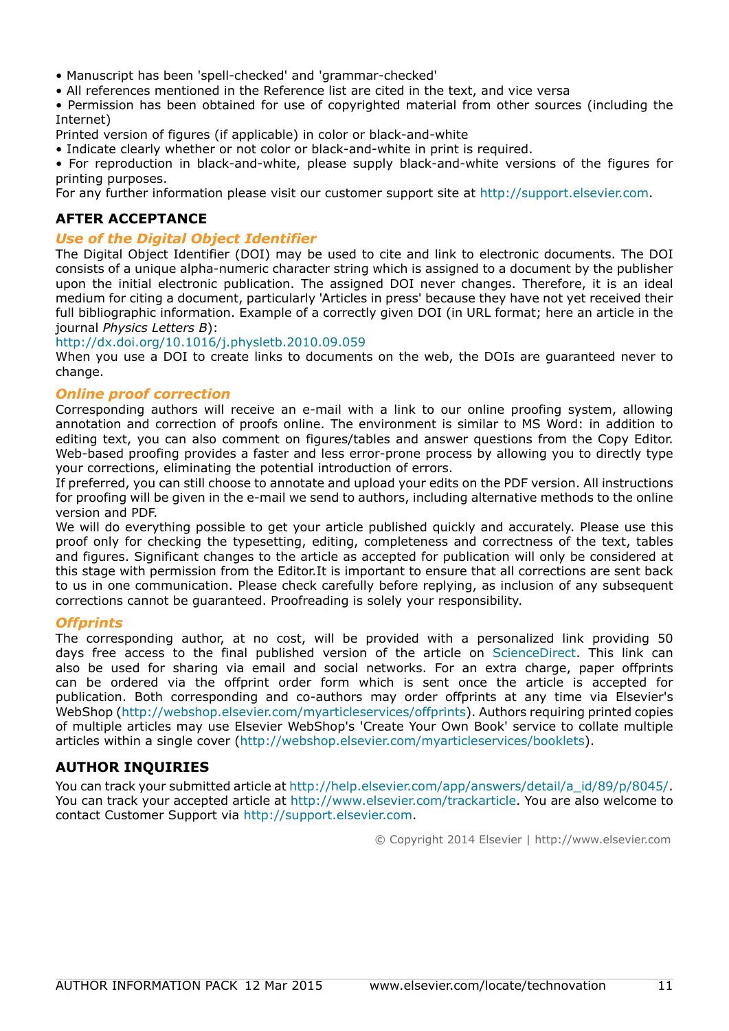• Manuscript has been 'spell-checked' and 'grammar-checked'
• All references mentioned in the Reference list are cited in the text, and vice versa
• Permission has been obtained for use of copyrighted material from other sources (including the Internet)

Printed version of figures (if applicable) in color or black-and-white

• Indicate clearly whether or not color or black-and-white in print is required.
• For reproduction in black-and-white, please supply black-and-white versions of the figures for printing purposes.

For any further information please visit our customer support site at http://support.elsevier.com.

## AFTER ACCEPTANCE

### *Use of the Digital Object Identifier*

The Digital Object Identifier (DOI) may be used to cite and link to electronic documents. The DOI consists of a unique alpha-numeric character string which is assigned to a document by the publisher upon the initial electronic publication. The assigned DOI never changes. Therefore, it is an ideal medium for citing a document, particularly 'Articles in press' because they have not yet received their full bibliographic information. Example of a correctly given DOI (in URL format; here an article in the journal *Physics Letters B*):
http://dx.doi.org/10.1016/j.physletb.2010.09.059
When you use a DOI to create links to documents on the web, the DOIs are guaranteed never to change.

### *Online proof correction*

Corresponding authors will receive an e-mail with a link to our online proofing system, allowing annotation and correction of proofs online. The environment is similar to MS Word: in addition to editing text, you can also comment on figures/tables and answer questions from the Copy Editor. Web-based proofing provides a faster and less error-prone process by allowing you to directly type your corrections, eliminating the potential introduction of errors.
If preferred, you can still choose to annotate and upload your edits on the PDF version. All instructions for proofing will be given in the e-mail we send to authors, including alternative methods to the online version and PDF.
We will do everything possible to get your article published quickly and accurately. Please use this proof only for checking the typesetting, editing, completeness and correctness of the text, tables and figures. Significant changes to the article as accepted for publication will only be considered at this stage with permission from the Editor.It is important to ensure that all corrections are sent back to us in one communication. Please check carefully before replying, as inclusion of any subsequent corrections cannot be guaranteed. Proofreading is solely your responsibility.

### *Offprints*

The corresponding author, at no cost, will be provided with a personalized link providing 50 days free access to the final published version of the article on ScienceDirect. This link can also be used for sharing via email and social networks. For an extra charge, paper offprints can be ordered via the offprint order form which is sent once the article is accepted for publication. Both corresponding and co-authors may order offprints at any time via Elsevier's WebShop (http://webshop.elsevier.com/myarticleservices/offprints). Authors requiring printed copies of multiple articles may use Elsevier WebShop's 'Create Your Own Book' service to collate multiple articles within a single cover (http://webshop.elsevier.com/myarticleservices/booklets).

## AUTHOR INQUIRIES

You can track your submitted article at http://help.elsevier.com/app/answers/detail/a_id/89/p/8045/. You can track your accepted article at http://www.elsevier.com/trackarticle. You are also welcome to contact Customer Support via http://support.elsevier.com.

© Copyright 2014 Elsevier | http://www.elsevier.com